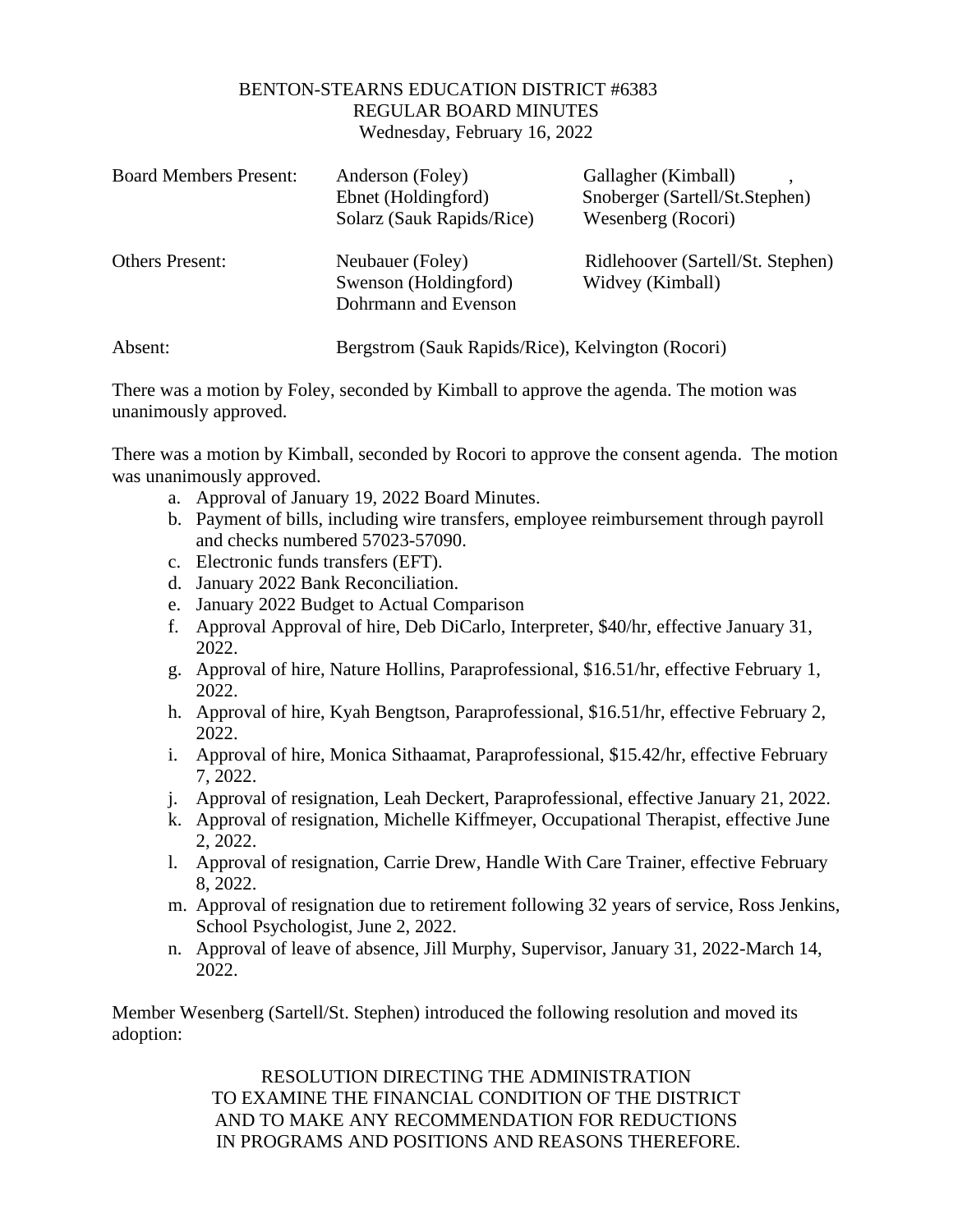BENTON-STEARNS EDUCATION DISTRICT #6383
REGULAR BOARD MINUTES
Wednesday, February 16, 2022

| | | |
|---|---|---|
| Board Members Present: | Anderson (Foley) | Gallagher (Kimball) , |
| | Ebnet (Holdingford) | Snoberger (Sartell/St.Stephen) |
| | Solarz (Sauk Rapids/Rice) | Wesenberg (Rocori) |
| Others Present: | Neubauer (Foley) | Ridlehoover (Sartell/St. Stephen) |
| | Swenson (Holdingford) | Widvey (Kimball) |
| | Dohrmann and Evenson | |
| Absent: | Bergstrom (Sauk Rapids/Rice), Kelvington (Rocori) | |

There was a motion by Foley, seconded by Kimball to approve the agenda. The motion was unanimously approved.

There was a motion by Kimball, seconded by Rocori to approve the consent agenda. The motion was unanimously approved.

a. Approval of January 19, 2022 Board Minutes.
b. Payment of bills, including wire transfers, employee reimbursement through payroll and checks numbered 57023-57090.
c. Electronic funds transfers (EFT).
d. January 2022 Bank Reconciliation.
e. January 2022 Budget to Actual Comparison
f. Approval Approval of hire, Deb DiCarlo, Interpreter, $40/hr, effective January 31, 2022.
g. Approval of hire, Nature Hollins, Paraprofessional, $16.51/hr, effective February 1, 2022.
h. Approval of hire, Kyah Bengtson, Paraprofessional, $16.51/hr, effective February 2, 2022.
i. Approval of hire, Monica Sithaamat, Paraprofessional, $15.42/hr, effective February 7, 2022.
j. Approval of resignation, Leah Deckert, Paraprofessional, effective January 21, 2022.
k. Approval of resignation, Michelle Kiffmeyer, Occupational Therapist, effective June 2, 2022.
l. Approval of resignation, Carrie Drew, Handle With Care Trainer, effective February 8, 2022.
m. Approval of resignation due to retirement following 32 years of service, Ross Jenkins, School Psychologist, June 2, 2022.
n. Approval of leave of absence, Jill Murphy, Supervisor, January 31, 2022-March 14, 2022.

Member Wesenberg (Sartell/St. Stephen) introduced the following resolution and moved its adoption:

RESOLUTION DIRECTING THE ADMINISTRATION
TO EXAMINE THE FINANCIAL CONDITION OF THE DISTRICT
AND TO MAKE ANY RECOMMENDATION FOR REDUCTIONS
IN PROGRAMS AND POSITIONS AND REASONS THEREFORE.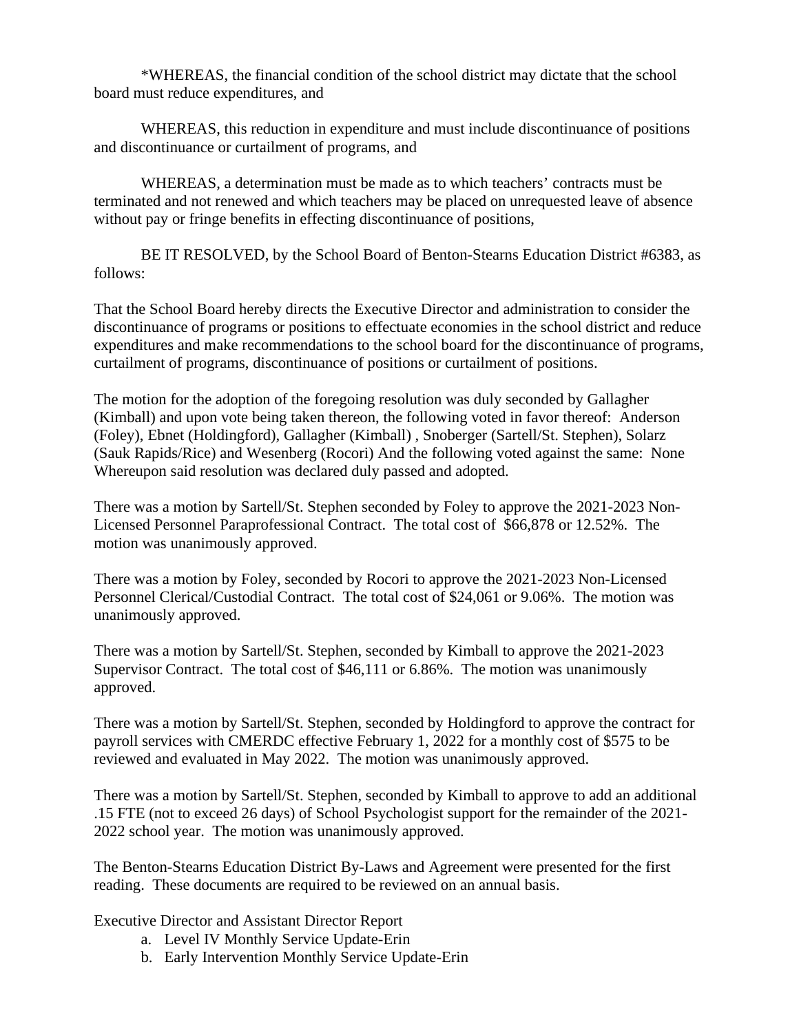*WHEREAS, the financial condition of the school district may dictate that the school board must reduce expenditures, and

WHEREAS, this reduction in expenditure and must include discontinuance of positions and discontinuance or curtailment of programs, and

WHEREAS, a determination must be made as to which teachers' contracts must be terminated and not renewed and which teachers may be placed on unrequested leave of absence without pay or fringe benefits in effecting discontinuance of positions,

BE IT RESOLVED, by the School Board of Benton-Stearns Education District #6383, as follows:

That the School Board hereby directs the Executive Director and administration to consider the discontinuance of programs or positions to effectuate economies in the school district and reduce expenditures and make recommendations to the school board for the discontinuance of programs, curtailment of programs, discontinuance of positions or curtailment of positions.

The motion for the adoption of the foregoing resolution was duly seconded by Gallagher (Kimball) and upon vote being taken thereon, the following voted in favor thereof: Anderson (Foley), Ebnet (Holdingford), Gallagher (Kimball) , Snoberger (Sartell/St. Stephen), Solarz (Sauk Rapids/Rice) and Wesenberg (Rocori) And the following voted against the same: None Whereupon said resolution was declared duly passed and adopted.

There was a motion by Sartell/St. Stephen seconded by Foley to approve the 2021-2023 Non-Licensed Personnel Paraprofessional Contract. The total cost of $66,878 or 12.52%. The motion was unanimously approved.

There was a motion by Foley, seconded by Rocori to approve the 2021-2023 Non-Licensed Personnel Clerical/Custodial Contract. The total cost of $24,061 or 9.06%. The motion was unanimously approved.

There was a motion by Sartell/St. Stephen, seconded by Kimball to approve the 2021-2023 Supervisor Contract. The total cost of $46,111 or 6.86%. The motion was unanimously approved.

There was a motion by Sartell/St. Stephen, seconded by Holdingford to approve the contract for payroll services with CMERDC effective February 1, 2022 for a monthly cost of $575 to be reviewed and evaluated in May 2022. The motion was unanimously approved.

There was a motion by Sartell/St. Stephen, seconded by Kimball to approve to add an additional .15 FTE (not to exceed 26 days) of School Psychologist support for the remainder of the 2021-2022 school year. The motion was unanimously approved.

The Benton-Stearns Education District By-Laws and Agreement were presented for the first reading. These documents are required to be reviewed on an annual basis.

Executive Director and Assistant Director Report

a. Level IV Monthly Service Update-Erin
b. Early Intervention Monthly Service Update-Erin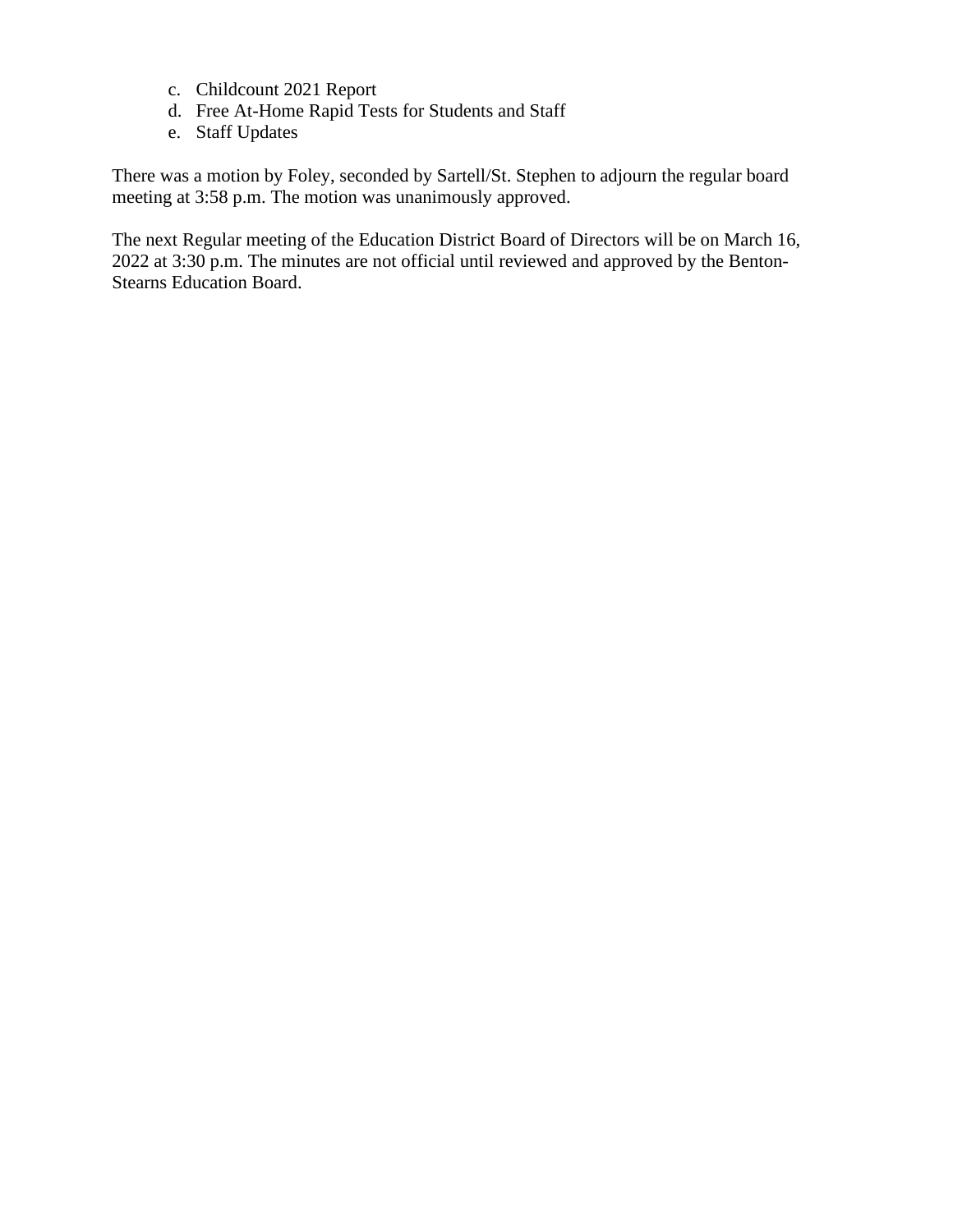c. Childcount 2021 Report
d. Free At-Home Rapid Tests for Students and Staff
e. Staff Updates

There was a motion by Foley, seconded by Sartell/St. Stephen to adjourn the regular board meeting at 3:58 p.m. The motion was unanimously approved.

The next Regular meeting of the Education District Board of Directors will be on March 16, 2022 at 3:30 p.m. The minutes are not official until reviewed and approved by the Benton-Stearns Education Board.